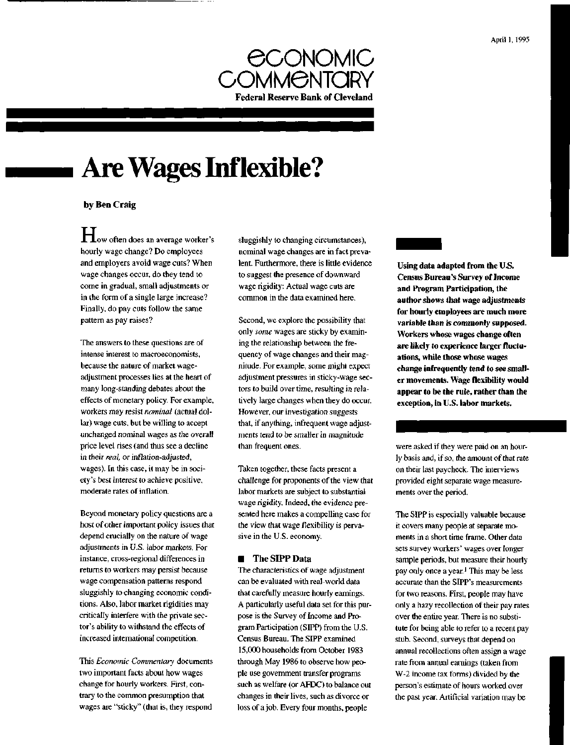April 1, 1995

# Economic Commentary

**Federal Reserve Bank of Cleveland**

# Are Wages Inflexible?

**by Ben Craig**

How often does an average worker's hourly wage change? Do employees and employers avoid wage cuts? When wage changes occur, do they tend to come in gradual, small adjustments or in the form of a single large increase? Finally, do pay cuts follow the same pattern as pay raises?

The answers to these questions are of intense interest to macroeconomists, because the nature of market wage-adjustment processes lies at the heart of many long-standing debates about the effects of monetary policy. For example, workers *may* resist *nominal* (actual dollar) wage cuts, but be willing to accept unchanged nominal wages as the overall price level rises (and thus see a decline in their *real*, or inflation-adjusted, wages). In this case, it may be in society's best interest to achieve positive, moderate rates of inflation.

Beyond monetary policy questions are a host of other important policy issues that depend crucially on the nature of wage adjustments in U.S. labor markets. For instance, cross-regional differences in returns to workers may persist because wage compensation patterns respond sluggishly to changing economic conditions. Also, labor market rigidities may critically interfere with the private sector's ability to withstand the effects of increased international competition.

This *Economic Commentary* documents two important facts about how wages change for hourly workers. First, contrary to the common presumption that wages are "sticky" (that is, they respond sluggishly to changing circumstances), nominal wage changes are in fact prevalent. Furthermore, there is little evidence to suggest the presence of downward wage rigidity: Actual wage cuts are common in the data examined here.

Second, we explore the possibility that only *some* wages are sticky by examining the relationship between the frequency of wage changes and their magnitude. For example, some might expect adjustment pressures in sticky-wage sectors to build over time, resulting in relatively large changes when they do occur. However, our investigation suggests that, if anything, infrequent wage adjustments tend to be smaller in magnitude than frequent ones.

Taken together, these facts present a challenge for proponents of the view that labor markets are subject to substantial wage rigidity. Indeed, the evidence presented here makes a compelling case for the view that wage flexibility is pervasive in the U.S. economy.

**Using data adapted from the U.S. Census Bureau's Survey of Income and Program Participation, the author shows that wage adjustments for hourly employees are much more variable than is commonly supposed. Workers whose wages change often are likely to experience larger fluctuations, while those whose wages change infrequently tend to see smaller movements. Wage flexibility would appear to be the rule, rather than the exception, in U.S. labor markets.**

## The SIPP Data

The characteristics of wage adjustment can be evaluated with real-world data that carefully measure hourly earnings. A particularly useful data set for this purpose is the Survey of Income and Program Participation (SIPP) from the U.S. Census Bureau. The SIPP examined 15,000 households from October 1983 through May 1986 to observe how people use government transfer programs such as welfare (or AFDC) to balance out changes in their lives, such as divorce or loss of a job. Every four months, people were asked if they were paid on an hourly basis and, if so, the amount of that rate on their last paycheck. The interviews provided eight separate wage measurements over the period.

The SIPP is especially valuable because it covers many people at separate moments in a short time frame. Other data sets survey workers' wages over longer sample periods, but measure their hourly pay only once a year.[1] This may be less accurate than the SIPP's measurements for two reasons. First, people may have only a hazy recollection of their pay rates over the entire year. There is no substitute for being able to refer to a recent pay stub. Second, surveys that depend on annual recollections often assign a wage rate from annual earnings (taken from W-2 income tax forms) divided by the person's estimate of hours worked over the past year. Artificial variation may be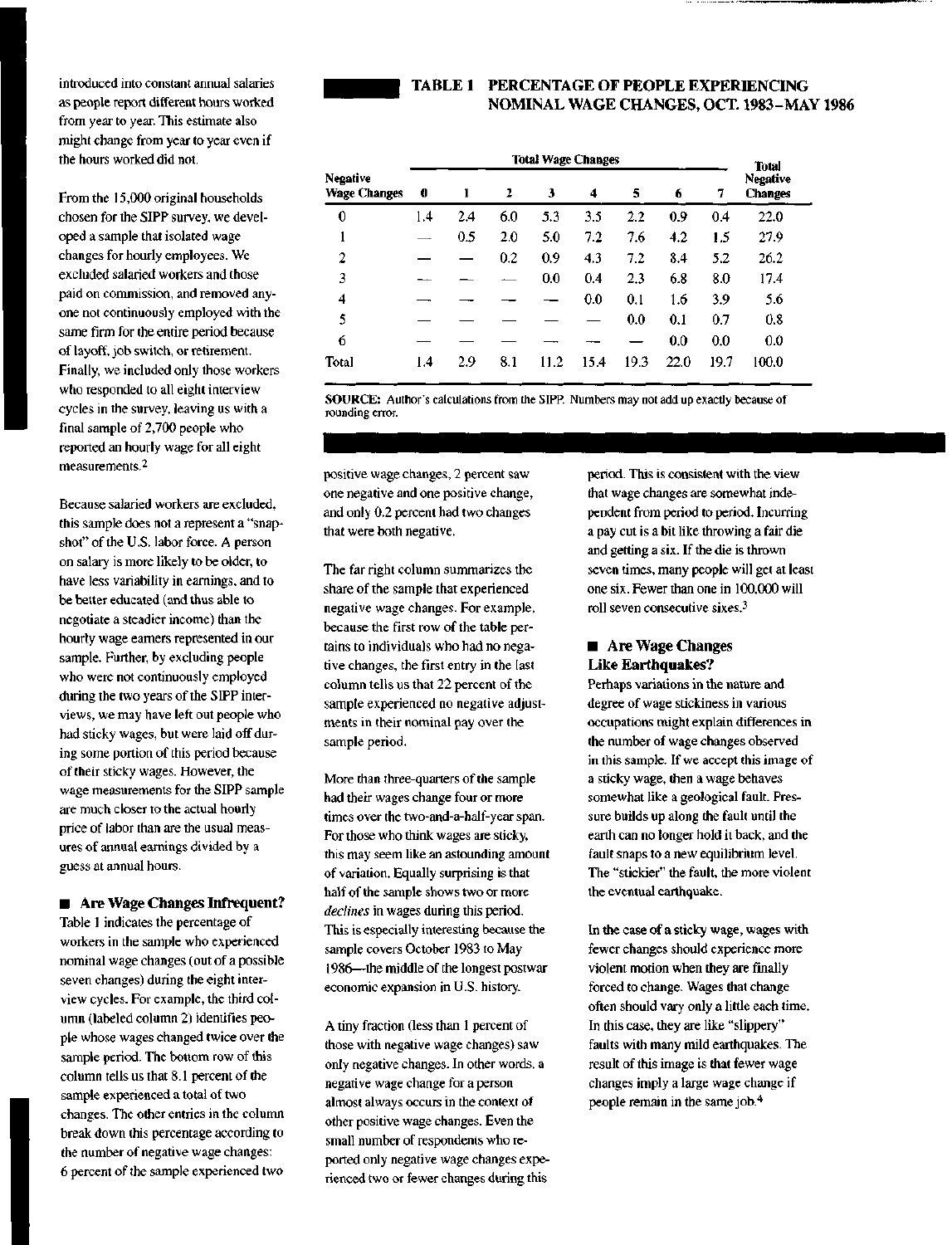introduced into constant annual salaries as people report different hours worked from year to year. This estimate also might change from year to year even if the hours worked did not.

From the 15,000 original households chosen for the SIPP survey, we developed a sample that isolated wage changes for hourly employees. We excluded salaried workers and those paid on commission, and removed anyone not continuously employed with the same firm for the entire period because of layoff, job switch, or retirement. Finally, we included only those workers who responded to all eight interview cycles in the survey, leaving us with a final sample of 2,700 people who reported an hourly wage for all eight measurements.[2]

Because salaried workers are excluded, this sample does not a represent a "snapshot" of the U.S. labor force. A person on salary is more likely to be older, to have less variability in earnings, and to be better educated (and thus able to negotiate a steadier income) than the hourly wage earners represented in our sample. Further, by excluding people who were not continuously employed during the two years of the SIPP interviews, we may have left out people who had sticky wages, but were laid off during some portion of this period because of their sticky wages. However, the wage measurements for the SIPP sample are much closer to the actual hourly price of labor than are the usual measures of annual earnings divided by a guess at annual hours.

## ■ Are Wage Changes Infrequent?

Table 1 indicates the percentage of workers in the sample who experienced nominal wage changes (out of a possible seven changes) during the eight interview cycles. For example, the third column (labeled column 2) identifies people whose wages changed twice over the sample period. The bottom row of this column tells us that 8.1 percent of the sample experienced a total of two changes. The other entries in the column break down this percentage according to the number of negative wage changes: 6 percent of the sample experienced two positive wage changes, 2 percent saw one negative and one positive change, and only 0.2 percent had two changes that were both negative.

**TABLE 1 PERCENTAGE OF PEOPLE EXPERIENCING NOMINAL WAGE CHANGES, OCT. 1983–MAY 1986**

| Negative Wage Changes | Total Wage Changes | | | | | | | | Total Negative Changes |
|---|---|---|---|---|---|---|---|---|---|
| | 0 | 1 | 2 | 3 | 4 | 5 | 6 | 7 | |
| 0 | 1.4 | 2.4 | 6.0 | 5.3 | 3.5 | 2.2 | 0.9 | 0.4 | 22.0 |
| 1 | — | 0.5 | 2.0 | 5.0 | 7.2 | 7.6 | 4.2 | 1.5 | 27.9 |
| 2 | — | — | 0.2 | 0.9 | 4.3 | 7.2 | 8.4 | 5.2 | 26.2 |
| 3 | — | — | — | 0.0 | 0.4 | 2.3 | 6.8 | 8.0 | 17.4 |
| 4 | — | — | — | — | 0.0 | 0.1 | 1.6 | 3.9 | 5.6 |
| 5 | — | — | — | — | — | 0.0 | 0.1 | 0.7 | 0.8 |
| 6 | — | — | — | — | — | — | 0.0 | 0.0 | 0.0 |
| Total | 1.4 | 2.9 | 8.1 | 11.2 | 15.4 | 19.3 | 22.0 | 19.7 | 100.0 |

**SOURCE:** Author's calculations from the SIPP. Numbers may not add up exactly because of rounding error.

The far right column summarizes the share of the sample that experienced negative wage changes. For example, because the first row of the table pertains to individuals who had no negative changes, the first entry in the last column tells us that 22 percent of the sample experienced no negative adjustments in their nominal pay over the sample period.

More than three-quarters of the sample had their wages change four or more times over the two-and-a-half-year span. For those who think wages are sticky, this may seem like an astounding amount of variation. Equally surprising is that half of the sample shows two or more *declines* in wages during this period. This is especially interesting because the sample covers October 1983 to May 1986—the middle of the longest postwar economic expansion in U.S. history.

A tiny fraction (less than 1 percent of those with negative wage changes) saw only negative changes. In other words, a negative wage change for a person almost always occurs in the context of other positive wage changes. Even the small number of respondents who reported only negative wage changes experienced two or fewer changes during this period. This is consistent with the view that wage changes are somewhat independent from period to period. Incurring a pay cut is a bit like throwing a fair die and getting a six. If the die is thrown seven times, many people will get at least one six. Fewer than one in 100,000 will roll seven consecutive sixes.[3]

## ■ Are Wage Changes Like Earthquakes?

Perhaps variations in the nature and degree of wage stickiness in various occupations might explain differences in the number of wage changes observed in this sample. If we accept this image of a sticky wage, then a wage behaves somewhat like a geological fault. Pressure builds up along the fault until the earth can no longer hold it back, and the fault snaps to a new equilibrium level. The "stickier" the fault, the more violent the eventual earthquake.

In the case of a sticky wage, wages with fewer changes should experience more violent motion when they are finally forced to change. Wages that change often should vary only a little each time. In this case, they are like "slippery" faults with many mild earthquakes. The result of this image is that fewer wage changes imply a large wage change if people remain in the same job.[4]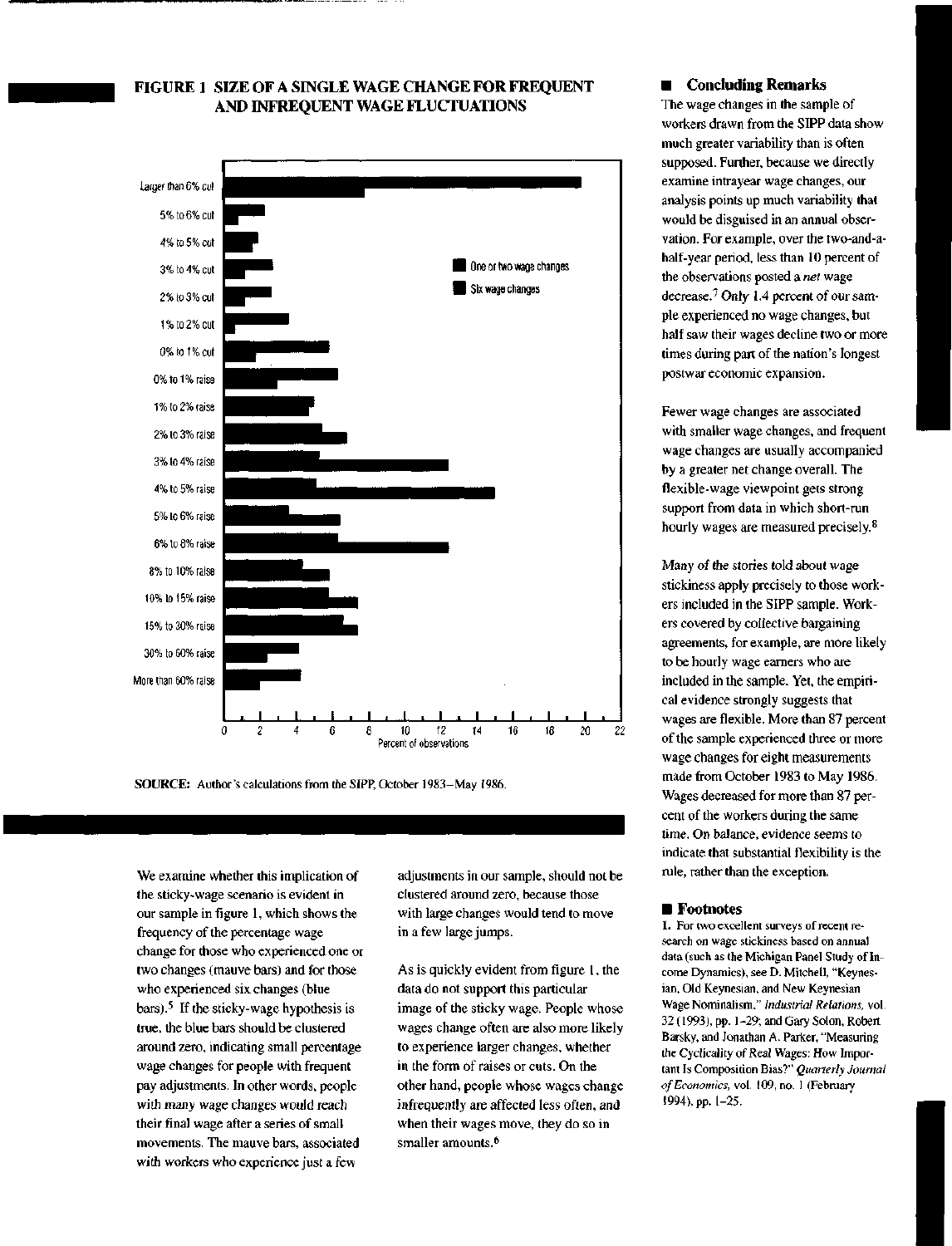**FIGURE 1 SIZE OF A SINGLE WAGE CHANGE FOR FREQUENT AND INFREQUENT WAGE FLUCTUATIONS**

| Wage change | One or two wage changes | Six wage changes |
|---|---|---|
| Larger than 6% cut | | |
| 5% to 6% cut | | |
| 4% to 5% cut | | |
| 3% to 4% cut | | |
| 2% to 3% cut | | |
| 1% to 2% cut | | |
| 0% to 1% cut | | |
| 0% to 1% raise | | |
| 1% to 2% raise | | |
| 2% to 3% raise | | |
| 3% to 4% raise | | |
| 4% to 5% raise | | |
| 5% to 6% raise | | |
| 6% to 8% raise | | |
| 8% to 10% raise | | |
| 10% to 15% raise | | |
| 15% to 30% raise | | |
| 30% to 60% raise | | |
| More than 60% raise | | |

Percent of observations

SOURCE: Author's calculations from the SIPP, October 1983–May 1986.

We examine whether this implication of the sticky-wage scenario is evident in our sample in figure 1, which shows the frequency of the percentage wage change for those who experienced one or two changes (mauve bars) and for those who experienced six changes (blue bars).[5] If the sticky-wage hypothesis is true, the blue bars should be clustered around zero, indicating small percentage wage changes for people with frequent pay adjustments. In other words, people with *many* wage changes would reach their final wage after a series of small movements. The mauve bars, associated with workers who experience just a few adjustments in our sample, should not be clustered around zero, because those with large changes would tend to move in a few large jumps.

As is quickly evident from figure 1, the data do not support this particular image of the sticky wage. People whose wages change often are also more likely to experience larger changes, whether in the form of raises or cuts. On the other hand, people whose wages change infrequently are affected less often, and when their wages move, they do so in smaller amounts.[6]

## Concluding Remarks

The wage changes in the sample of workers drawn from the SIPP data show much greater variability than is often supposed. Further, because we directly examine intrayear wage changes, our analysis points up much variability that would be disguised in an annual observation. For example, over the two-and-a-half-year period, less than 10 percent of the observations posted a *net* wage decrease.[7] Only 1.4 percent of our sample experienced no wage changes, but half saw their wages decline two or more times during part of the nation's longest postwar economic expansion.

Fewer wage changes are associated with smaller wage changes, and frequent wage changes are usually accompanied by a greater net change overall. The flexible-wage viewpoint gets strong support from data in which short-run hourly wages are measured precisely.[8]

Many of the stories told about wage stickiness apply precisely to those workers included in the SIPP sample. Workers covered by collective bargaining agreements, for example, are more likely to be hourly wage earners who are included in the sample. Yet, the empirical evidence strongly suggests that wages are flexible. More than 87 percent of the sample experienced three or more wage changes for eight measurements made from October 1983 to May 1986. Wages decreased for more than 87 percent of the workers during the same time. On balance, evidence seems to indicate that substantial flexibility is the rule, rather than the exception.

## Footnotes

1. For two excellent surveys of recent research on wage stickiness based on annual data (such as the Michigan Panel Study of Income Dynamics), see D. Mitchell, "Keynesian, Old Keynesian, and New Keynesian Wage Nominalism," *Industrial Relations*, vol. 32 (1993), pp. 1–29; and Gary Solon, Robert Barsky, and Jonathan A. Parker, "Measuring the Cyclicality of Real Wages: How Important Is Composition Bias?" *Quarterly Journal of Economics*, vol. 109, no. 1 (February 1994), pp. 1–25.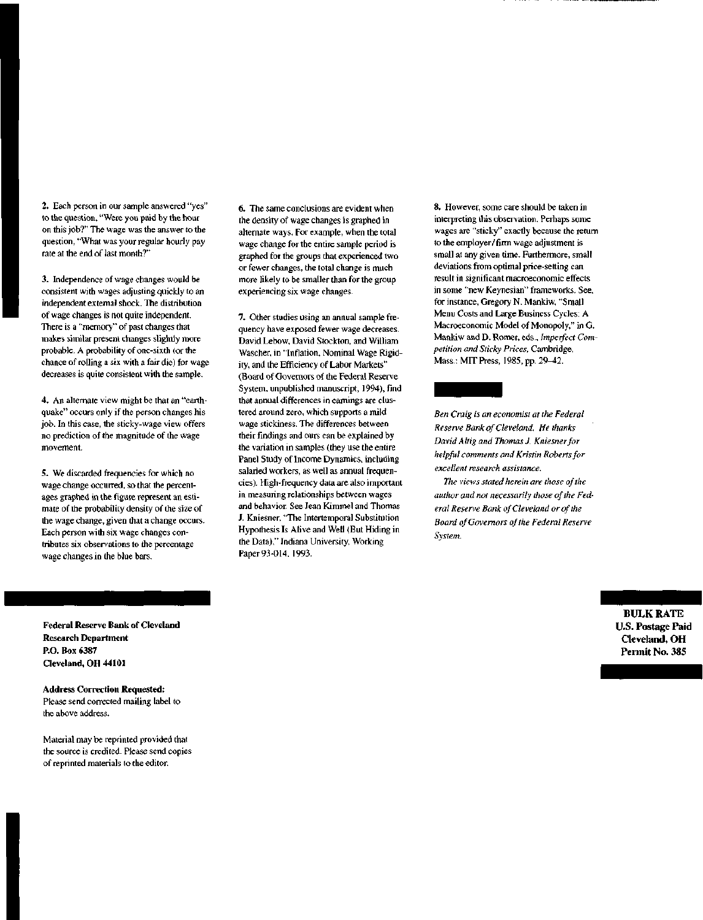2. Each person in our sample answered "yes" to the question, "Were you paid by the hour on this job?" The wage was the answer to the question, "What was your regular hourly pay rate at the end of last month?"

3. Independence of wage changes would be consistent with wages adjusting quickly to an independent external shock. The distribution of wage changes is not quite independent. There is a "memory" of past changes that makes similar present changes slightly more probable. A probability of one-sixth (or the chance of rolling a six with a fair die) for wage decreases is quite consistent with the sample.

4. An alternate view might be that an "earthquake" occurs only if the person changes his job. In this case, the sticky-wage view offers no prediction of the magnitude of the wage movement.

5. We discarded frequencies for which no wage change occurred, so that the percentages graphed in the figure represent an estimate of the probability density of the size of the wage change, given that a change occurs. Each person with six wage changes contributes six observations to the percentage wage changes in the blue bars.

6. The same conclusions are evident when the density of wage changes is graphed in alternate ways. For example, when the total wage change for the entire sample period is graphed for the groups that experienced two or fewer changes, the total change is much more likely to be smaller than for the group experiencing six wage changes.

7. Other studies using an annual sample frequency have exposed fewer wage decreases. David Lebow, David Stockton, and William Wascher, in "Inflation, Nominal Wage Rigidity, and the Efficiency of Labor Markets" (Board of Governors of the Federal Reserve System, unpublished manuscript, 1994), find that annual differences in earnings are clustered around zero, which supports a mild wage stickiness. The differences between their findings and ours can be explained by the variation in samples (they use the entire Panel Study of Income Dynamics, including salaried workers, as well as annual frequencies). High-frequency data are also important in measuring relationships between wages and behavior. See Jean Kimmel and Thomas J. Kniesner, "The Intertemporal Substitution Hypothesis Is Alive and Well (But Hiding in the Data)," Indiana University, Working Paper 93-014, 1993.

8. However, some care should be taken in interpreting this observation. Perhaps some wages are "sticky" exactly because the return to the employer/firm wage adjustment is small at any given time. Furthermore, small deviations from optimal price-setting can result in significant macroeconomic effects in some "new Keynesian" frameworks. See, for instance, Gregory N. Mankiw, "Small Menu Costs and Large Business Cycles: A Macroeconomic Model of Monopoly," in G. Mankiw and D. Romer, eds., *Imperfect Competition and Sticky Prices*, Cambridge, Mass.: MIT Press, 1985, pp. 29–42.

*Ben Craig is an economist at the Federal Reserve Bank of Cleveland. He thanks David Altig and Thomas J. Kniesner for helpful comments and Kristin Roberts for excellent research assistance.*

*The views stated herein are those of the author and not necessarily those of the Federal Reserve Bank of Cleveland or of the Board of Governors of the Federal Reserve System.*

**Federal Reserve Bank of Cleveland**
**Research Department**
**P.O. Box 6387**
**Cleveland, OH 44101**

**Address Correction Requested:**
Please send corrected mailing label to the above address.

Material may be reprinted provided that the source is credited. Please send copies of reprinted materials to the editor.

**BULK RATE**
**U.S. Postage Paid**
**Cleveland, OH**
**Permit No. 385**